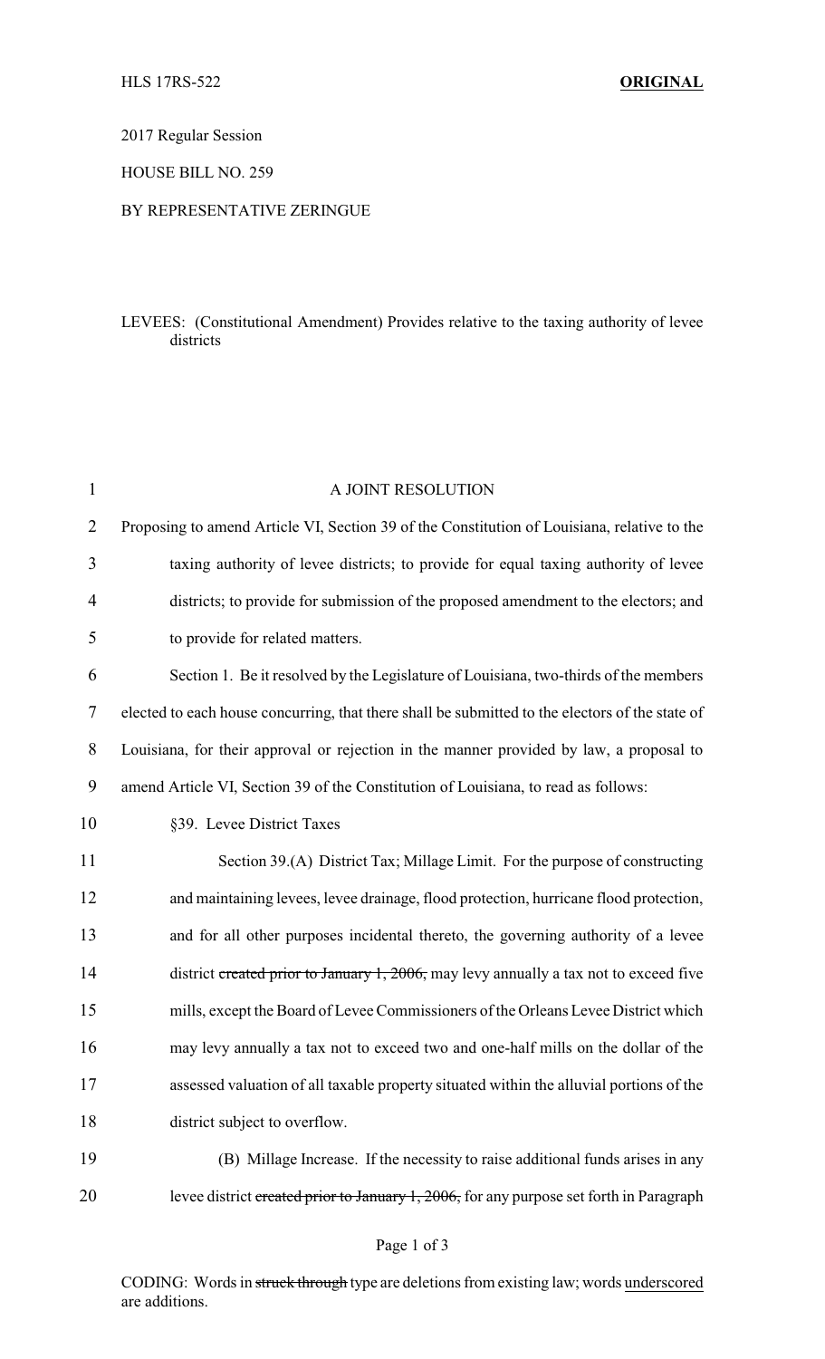HLS 17RS-522 **ORIGINAL**

2017 Regular Session

HOUSE BILL NO. 259

BY REPRESENTATIVE ZERINGUE

LEVEES: (Constitutional Amendment) Provides relative to the taxing authority of levee districts

A JOINT RESOLUTION

Proposing to amend Article VI, Section 39 of the Constitution of Louisiana, relative to the taxing authority of levee districts; to provide for equal taxing authority of levee districts; to provide for submission of the proposed amendment to the electors; and to provide for related matters.

Section 1. Be it resolved by the Legislature of Louisiana, two-thirds of the members elected to each house concurring, that there shall be submitted to the electors of the state of Louisiana, for their approval or rejection in the manner provided by law, a proposal to amend Article VI, Section 39 of the Constitution of Louisiana, to read as follows:

§39. Levee District Taxes

Section 39.(A) District Tax; Millage Limit. For the purpose of constructing and maintaining levees, levee drainage, flood protection, hurricane flood protection, and for all other purposes incidental thereto, the governing authority of a levee district ~~created prior to January 1, 2006,~~ may levy annually a tax not to exceed five mills, except the Board of Levee Commissioners of the Orleans Levee District which may levy annually a tax not to exceed two and one-half mills on the dollar of the assessed valuation of all taxable property situated within the alluvial portions of the district subject to overflow.

(B) Millage Increase. If the necessity to raise additional funds arises in any levee district ~~created prior to January 1, 2006,~~ for any purpose set forth in Paragraph

CODING: Words in ~~struck through~~ type are deletions from existing law; words underscored are additions.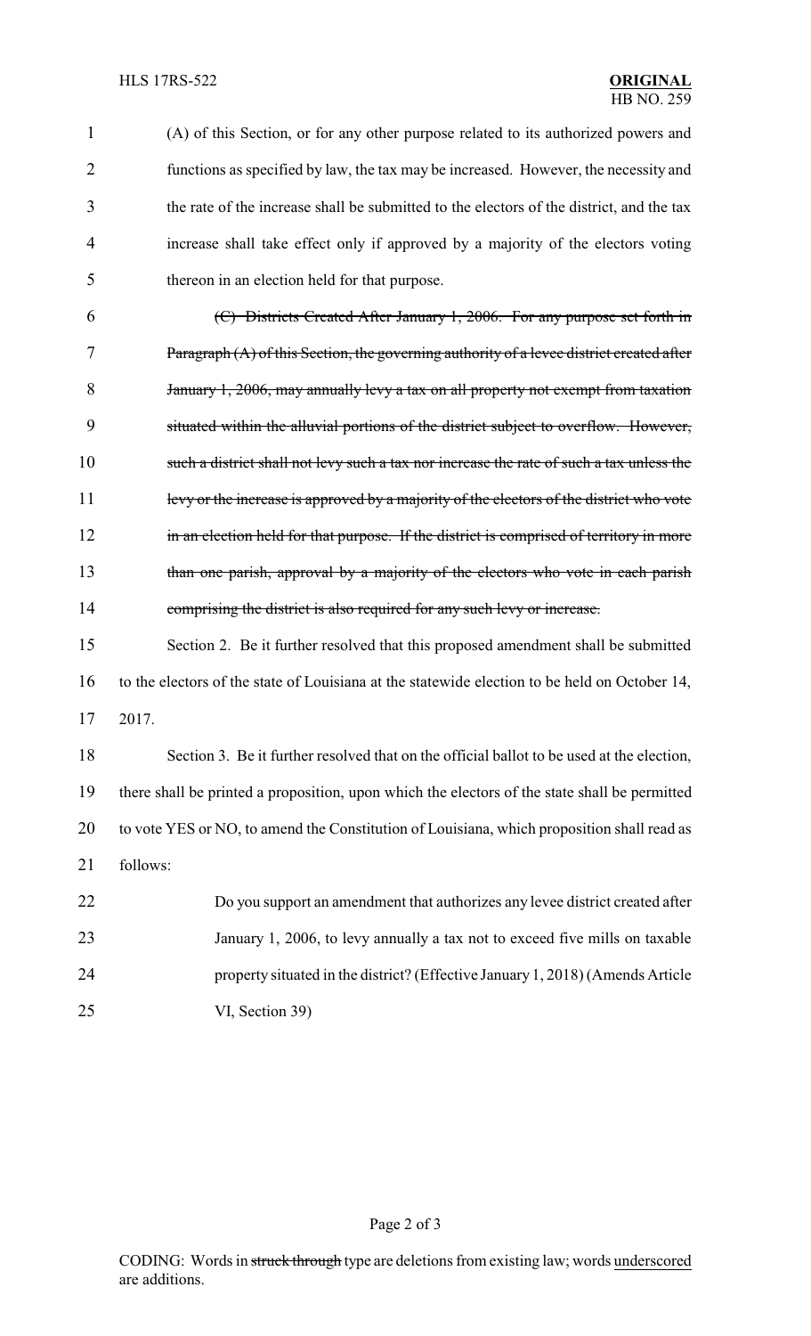(A) of this Section, or for any other purpose related to its authorized powers and functions as specified by law, the tax may be increased. However, the necessity and the rate of the increase shall be submitted to the electors of the district, and the tax increase shall take effect only if approved by a majority of the electors voting thereon in an election held for that purpose.

~~(C) Districts Created After January 1, 2006. For any purpose set forth in Paragraph (A) of this Section, the governing authority of a levee district created after January 1, 2006, may annually levy a tax on all property not exempt from taxation situated within the alluvial portions of the district subject to overflow. However, such a district shall not levy such a tax nor increase the rate of such a tax unless the levy or the increase is approved by a majority of the electors of the district who vote in an election held for that purpose. If the district is comprised of territory in more than one parish, approval by a majority of the electors who vote in each parish comprising the district is also required for any such levy or increase.~~

Section 2. Be it further resolved that this proposed amendment shall be submitted to the electors of the state of Louisiana at the statewide election to be held on October 14, 2017.

Section 3. Be it further resolved that on the official ballot to be used at the election, there shall be printed a proposition, upon which the electors of the state shall be permitted to vote YES or NO, to amend the Constitution of Louisiana, which proposition shall read as follows:

> Do you support an amendment that authorizes any levee district created after January 1, 2006, to levy annually a tax not to exceed five mills on taxable property situated in the district? (Effective January 1, 2018) (Amends Article VI, Section 39)

CODING: Words in ~~struck through~~ type are deletions from existing law; words <u>underscored</u> are additions.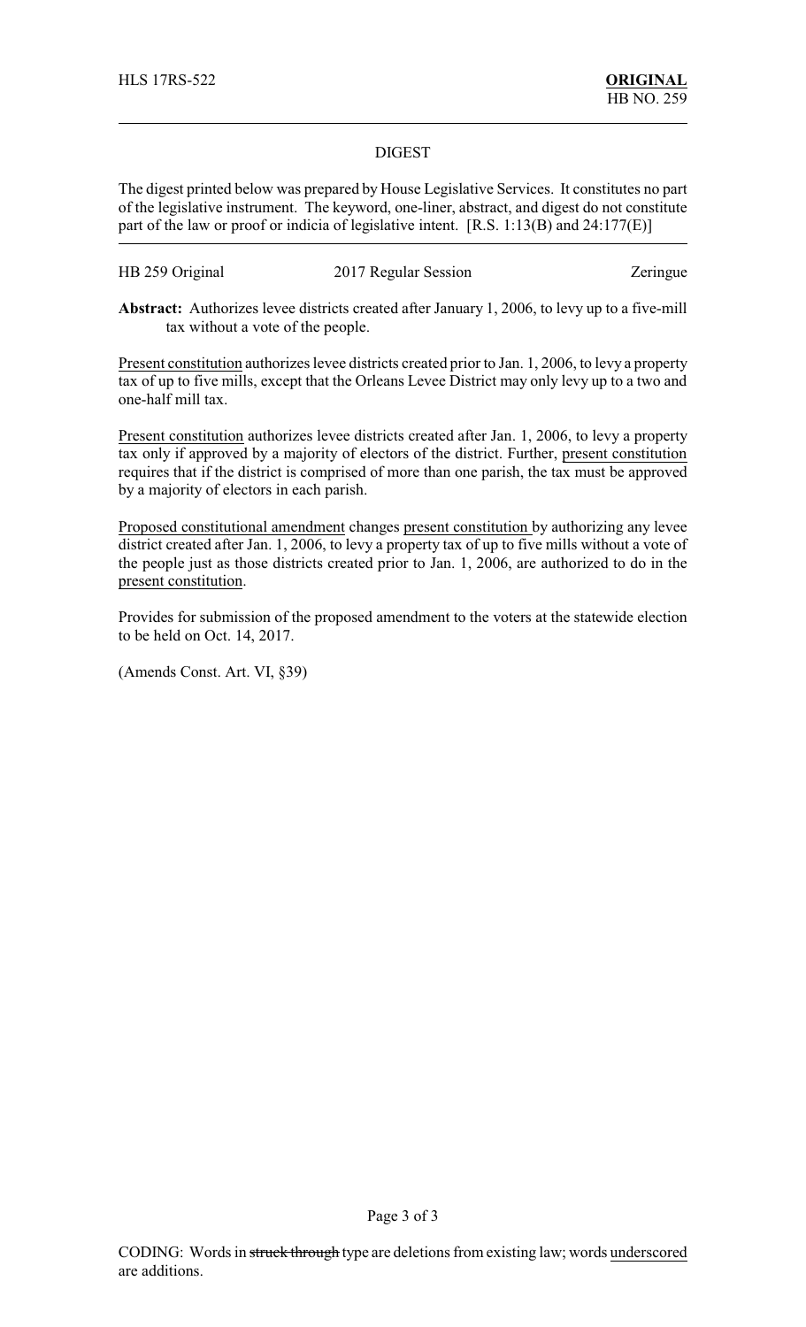## DIGEST

The digest printed below was prepared by House Legislative Services. It constitutes no part of the legislative instrument. The keyword, one-liner, abstract, and digest do not constitute part of the law or proof or indicia of legislative intent. [R.S. 1:13(B) and 24:177(E)]

| HB 259 Original | 2017 Regular Session | Zeringue |
|---|---|---|

**Abstract:** Authorizes levee districts created after January 1, 2006, to levy up to a five-mill tax without a vote of the people.

Present constitution authorizes levee districts created prior to Jan. 1, 2006, to levy a property tax of up to five mills, except that the Orleans Levee District may only levy up to a two and one-half mill tax.

Present constitution authorizes levee districts created after Jan. 1, 2006, to levy a property tax only if approved by a majority of electors of the district. Further, present constitution requires that if the district is comprised of more than one parish, the tax must be approved by a majority of electors in each parish.

Proposed constitutional amendment changes present constitution by authorizing any levee district created after Jan. 1, 2006, to levy a property tax of up to five mills without a vote of the people just as those districts created prior to Jan. 1, 2006, are authorized to do in the present constitution.

Provides for submission of the proposed amendment to the voters at the statewide election to be held on Oct. 14, 2017.

(Amends Const. Art. VI, §39)

CODING: Words in ~~struck through~~ type are deletions from existing law; words underscored are additions.